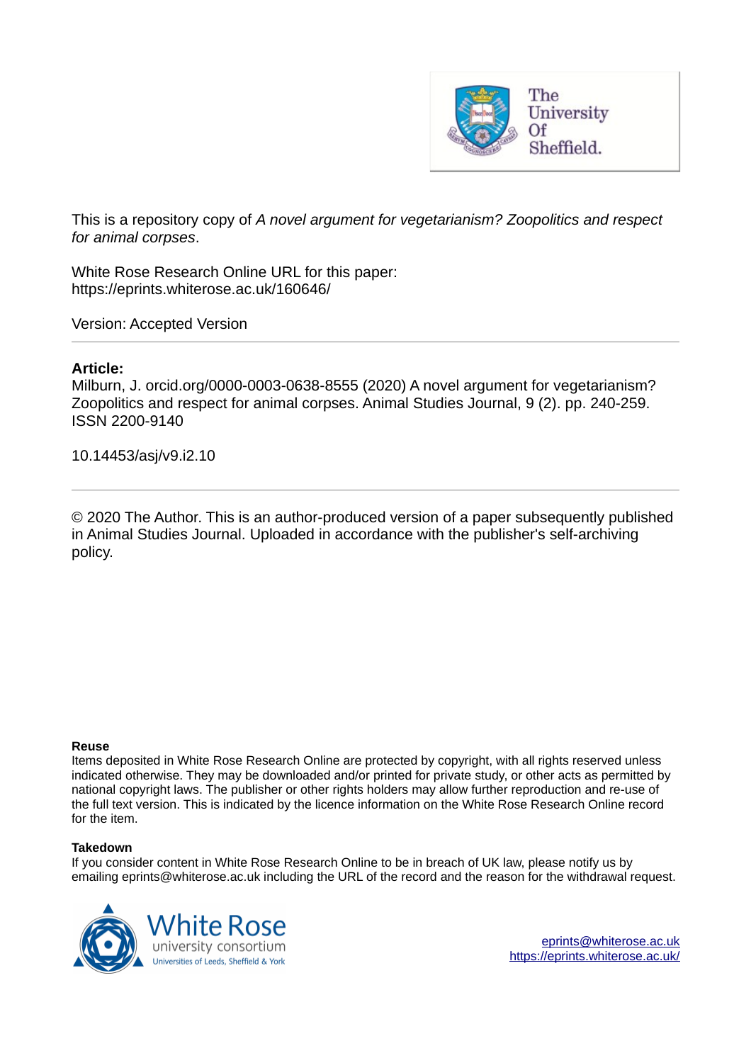This is a repository copy of *A novel argument for vegetarianism? Zoopolitics and respect for animal corpses*.

White Rose Research Online URL for this paper:
https://eprints.whiterose.ac.uk/160646/

Version: Accepted Version

---

**Article:**

Milburn, J. orcid.org/0000-0003-0638-8555 (2020) A novel argument for vegetarianism? Zoopolitics and respect for animal corpses. Animal Studies Journal, 9 (2). pp. 240-259. ISSN 2200-9140

10.14453/asj/v9.i2.10

---

© 2020 The Author. This is an author-produced version of a paper subsequently published in Animal Studies Journal. Uploaded in accordance with the publisher's self-archiving policy.

**Reuse**

Items deposited in White Rose Research Online are protected by copyright, with all rights reserved unless indicated otherwise. They may be downloaded and/or printed for private study, or other acts as permitted by national copyright laws. The publisher or other rights holders may allow further reproduction and re-use of the full text version. This is indicated by the licence information on the White Rose Research Online record for the item.

**Takedown**

If you consider content in White Rose Research Online to be in breach of UK law, please notify us by emailing eprints@whiterose.ac.uk including the URL of the record and the reason for the withdrawal request.

eprints@whiterose.ac.uk
https://eprints.whiterose.ac.uk/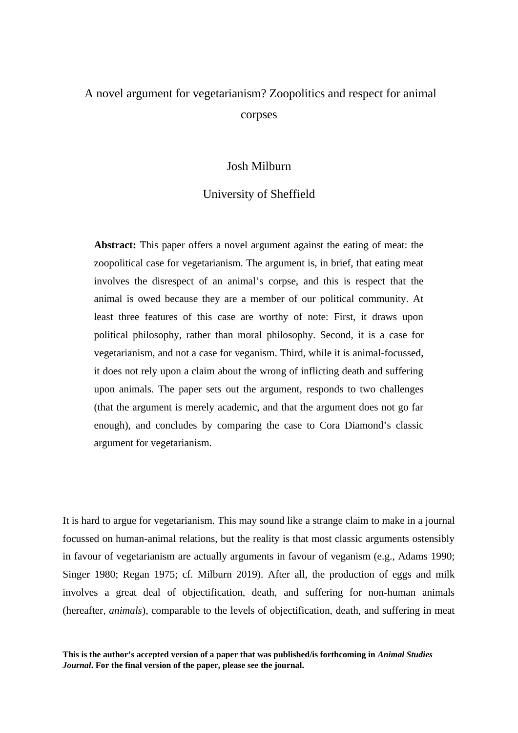# A novel argument for vegetarianism? Zoopolitics and respect for animal corpses

Josh Milburn

University of Sheffield

> **Abstract:** This paper offers a novel argument against the eating of meat: the zoopolitical case for vegetarianism. The argument is, in brief, that eating meat involves the disrespect of an animal's corpse, and this is respect that the animal is owed because they are a member of our political community. At least three features of this case are worthy of note: First, it draws upon political philosophy, rather than moral philosophy. Second, it is a case for vegetarianism, and not a case for veganism. Third, while it is animal-focussed, it does not rely upon a claim about the wrong of inflicting death and suffering upon animals. The paper sets out the argument, responds to two challenges (that the argument is merely academic, and that the argument does not go far enough), and concludes by comparing the case to Cora Diamond's classic argument for vegetarianism.

It is hard to argue for vegetarianism. This may sound like a strange claim to make in a journal focussed on human-animal relations, but the reality is that most classic arguments ostensibly in favour of vegetarianism are actually arguments in favour of veganism (e.g., Adams 1990; Singer 1980; Regan 1975; cf. Milburn 2019). After all, the production of eggs and milk involves a great deal of objectification, death, and suffering for non-human animals (hereafter, *animals*), comparable to the levels of objectification, death, and suffering in meat

**This is the author's accepted version of a paper that was published/is forthcoming in *Animal Studies Journal*. For the final version of the paper, please see the journal.**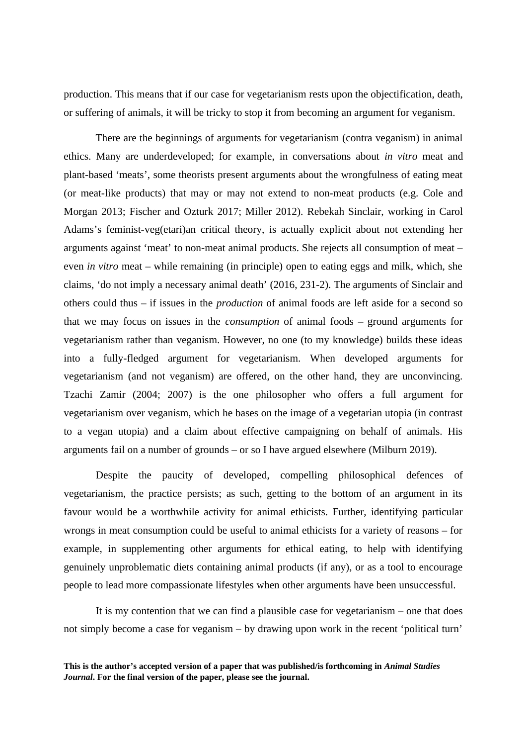production. This means that if our case for vegetarianism rests upon the objectification, death, or suffering of animals, it will be tricky to stop it from becoming an argument for veganism.

There are the beginnings of arguments for vegetarianism (contra veganism) in animal ethics. Many are underdeveloped; for example, in conversations about *in vitro* meat and plant-based 'meats', some theorists present arguments about the wrongfulness of eating meat (or meat-like products) that may or may not extend to non-meat products (e.g. Cole and Morgan 2013; Fischer and Ozturk 2017; Miller 2012). Rebekah Sinclair, working in Carol Adams's feminist-veg(etari)an critical theory, is actually explicit about not extending her arguments against 'meat' to non-meat animal products. She rejects all consumption of meat – even *in vitro* meat – while remaining (in principle) open to eating eggs and milk, which, she claims, 'do not imply a necessary animal death' (2016, 231-2). The arguments of Sinclair and others could thus – if issues in the *production* of animal foods are left aside for a second so that we may focus on issues in the *consumption* of animal foods – ground arguments for vegetarianism rather than veganism. However, no one (to my knowledge) builds these ideas into a fully-fledged argument for vegetarianism. When developed arguments for vegetarianism (and not veganism) are offered, on the other hand, they are unconvincing. Tzachi Zamir (2004; 2007) is the one philosopher who offers a full argument for vegetarianism over veganism, which he bases on the image of a vegetarian utopia (in contrast to a vegan utopia) and a claim about effective campaigning on behalf of animals. His arguments fail on a number of grounds – or so I have argued elsewhere (Milburn 2019).

Despite the paucity of developed, compelling philosophical defences of vegetarianism, the practice persists; as such, getting to the bottom of an argument in its favour would be a worthwhile activity for animal ethicists. Further, identifying particular wrongs in meat consumption could be useful to animal ethicists for a variety of reasons – for example, in supplementing other arguments for ethical eating, to help with identifying genuinely unproblematic diets containing animal products (if any), or as a tool to encourage people to lead more compassionate lifestyles when other arguments have been unsuccessful.

It is my contention that we can find a plausible case for vegetarianism – one that does not simply become a case for veganism – by drawing upon work in the recent 'political turn'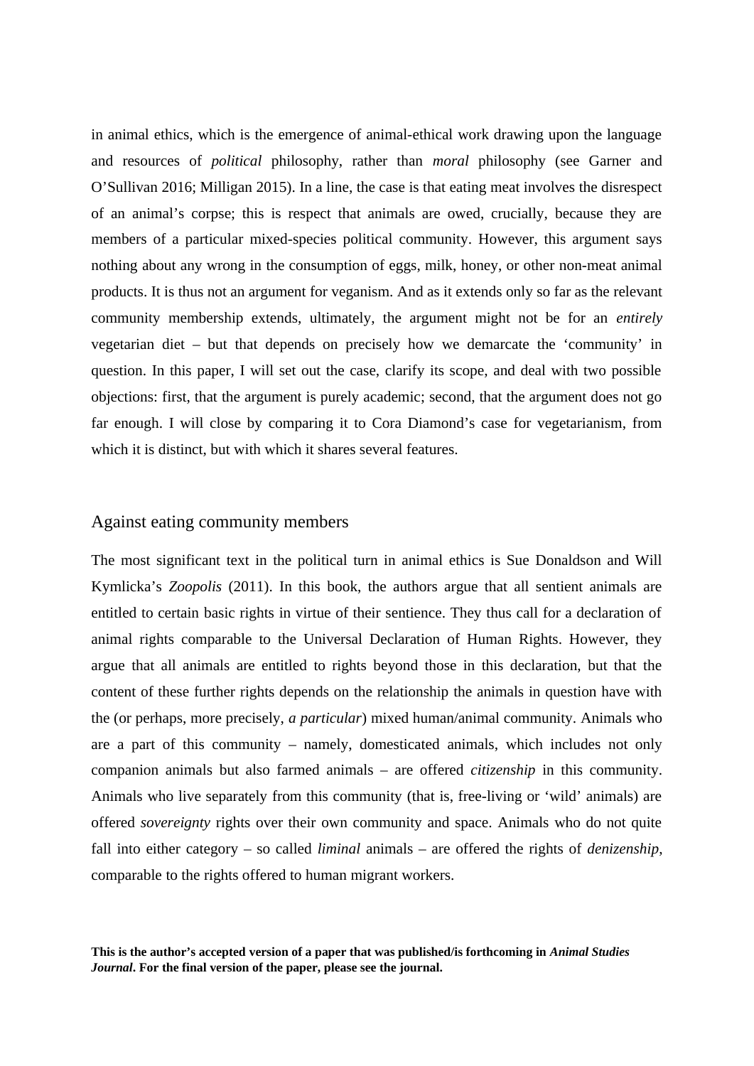in animal ethics, which is the emergence of animal-ethical work drawing upon the language and resources of *political* philosophy, rather than *moral* philosophy (see Garner and O'Sullivan 2016; Milligan 2015). In a line, the case is that eating meat involves the disrespect of an animal's corpse; this is respect that animals are owed, crucially, because they are members of a particular mixed-species political community. However, this argument says nothing about any wrong in the consumption of eggs, milk, honey, or other non-meat animal products. It is thus not an argument for veganism. And as it extends only so far as the relevant community membership extends, ultimately, the argument might not be for an *entirely* vegetarian diet – but that depends on precisely how we demarcate the 'community' in question. In this paper, I will set out the case, clarify its scope, and deal with two possible objections: first, that the argument is purely academic; second, that the argument does not go far enough. I will close by comparing it to Cora Diamond's case for vegetarianism, from which it is distinct, but with which it shares several features.

## Against eating community members

The most significant text in the political turn in animal ethics is Sue Donaldson and Will Kymlicka's *Zoopolis* (2011). In this book, the authors argue that all sentient animals are entitled to certain basic rights in virtue of their sentience. They thus call for a declaration of animal rights comparable to the Universal Declaration of Human Rights. However, they argue that all animals are entitled to rights beyond those in this declaration, but that the content of these further rights depends on the relationship the animals in question have with the (or perhaps, more precisely, *a particular*) mixed human/animal community. Animals who are a part of this community – namely, domesticated animals, which includes not only companion animals but also farmed animals – are offered *citizenship* in this community. Animals who live separately from this community (that is, free-living or 'wild' animals) are offered *sovereignty* rights over their own community and space. Animals who do not quite fall into either category – so called *liminal* animals – are offered the rights of *denizenship*, comparable to the rights offered to human migrant workers.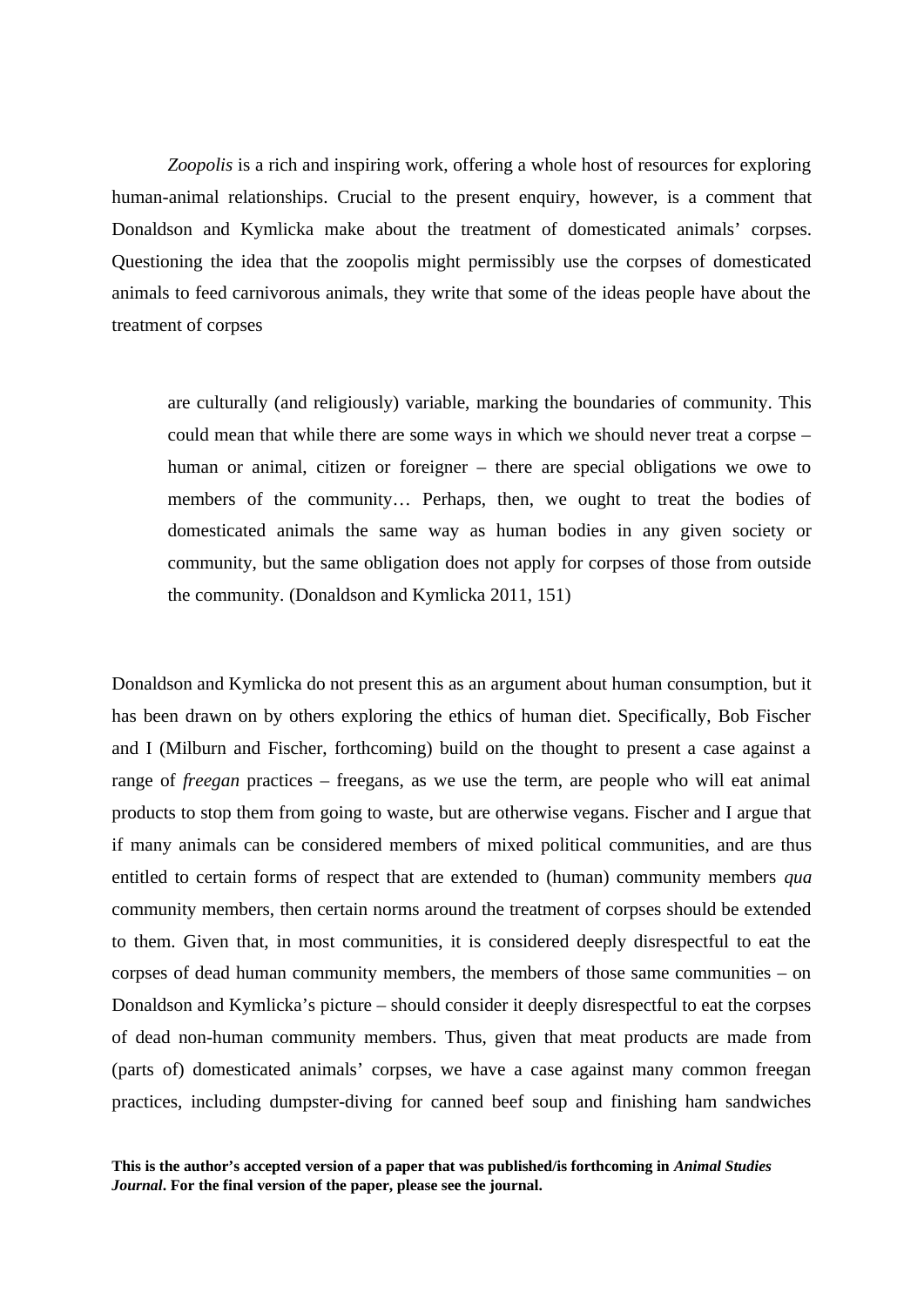*Zoopolis* is a rich and inspiring work, offering a whole host of resources for exploring human-animal relationships. Crucial to the present enquiry, however, is a comment that Donaldson and Kymlicka make about the treatment of domesticated animals' corpses. Questioning the idea that the zoopolis might permissibly use the corpses of domesticated animals to feed carnivorous animals, they write that some of the ideas people have about the treatment of corpses

> are culturally (and religiously) variable, marking the boundaries of community. This could mean that while there are some ways in which we should never treat a corpse – human or animal, citizen or foreigner – there are special obligations we owe to members of the community… Perhaps, then, we ought to treat the bodies of domesticated animals the same way as human bodies in any given society or community, but the same obligation does not apply for corpses of those from outside the community. (Donaldson and Kymlicka 2011, 151)

Donaldson and Kymlicka do not present this as an argument about human consumption, but it has been drawn on by others exploring the ethics of human diet. Specifically, Bob Fischer and I (Milburn and Fischer, forthcoming) build on the thought to present a case against a range of *freegan* practices – freegans, as we use the term, are people who will eat animal products to stop them from going to waste, but are otherwise vegans. Fischer and I argue that if many animals can be considered members of mixed political communities, and are thus entitled to certain forms of respect that are extended to (human) community members *qua* community members, then certain norms around the treatment of corpses should be extended to them. Given that, in most communities, it is considered deeply disrespectful to eat the corpses of dead human community members, the members of those same communities – on Donaldson and Kymlicka's picture – should consider it deeply disrespectful to eat the corpses of dead non-human community members. Thus, given that meat products are made from (parts of) domesticated animals' corpses, we have a case against many common freegan practices, including dumpster-diving for canned beef soup and finishing ham sandwiches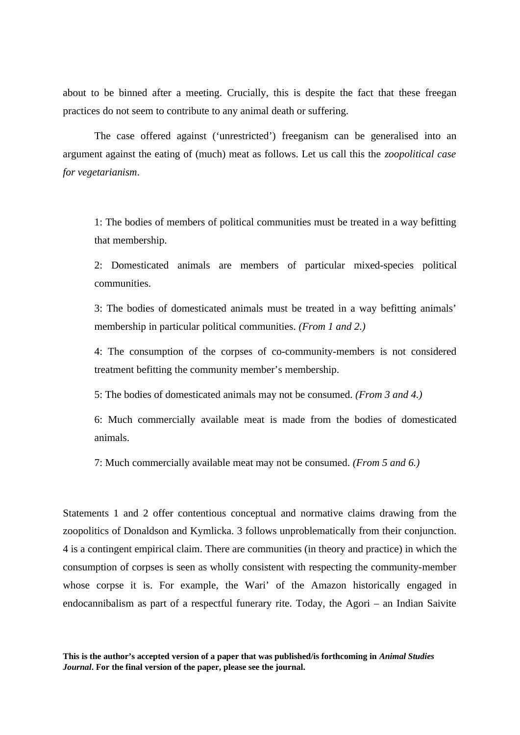about to be binned after a meeting. Crucially, this is despite the fact that these freegan practices do not seem to contribute to any animal death or suffering.

The case offered against ('unrestricted') freeganism can be generalised into an argument against the eating of (much) meat as follows. Let us call this the *zoopolitical case for vegetarianism*.

> 1: The bodies of members of political communities must be treated in a way befitting that membership.
>
> 2: Domesticated animals are members of particular mixed-species political communities.
>
> 3: The bodies of domesticated animals must be treated in a way befitting animals' membership in particular political communities. *(From 1 and 2.)*
>
> 4: The consumption of the corpses of co-community-members is not considered treatment befitting the community member's membership.
>
> 5: The bodies of domesticated animals may not be consumed. *(From 3 and 4.)*
>
> 6: Much commercially available meat is made from the bodies of domesticated animals.
>
> 7: Much commercially available meat may not be consumed. *(From 5 and 6.)*

Statements 1 and 2 offer contentious conceptual and normative claims drawing from the zoopolitics of Donaldson and Kymlicka. 3 follows unproblematically from their conjunction. 4 is a contingent empirical claim. There are communities (in theory and practice) in which the consumption of corpses is seen as wholly consistent with respecting the community-member whose corpse it is. For example, the Wari' of the Amazon historically engaged in endocannibalism as part of a respectful funerary rite. Today, the Agori – an Indian Saivite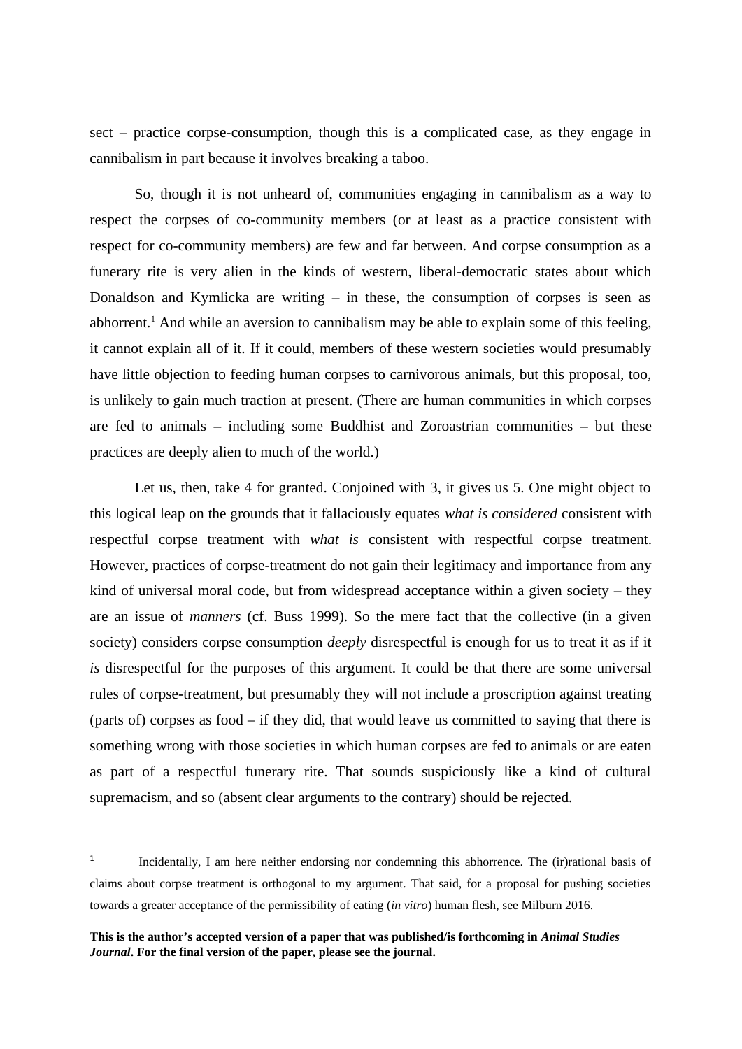sect – practice corpse-consumption, though this is a complicated case, as they engage in cannibalism in part because it involves breaking a taboo.

So, though it is not unheard of, communities engaging in cannibalism as a way to respect the corpses of co-community members (or at least as a practice consistent with respect for co-community members) are few and far between. And corpse consumption as a funerary rite is very alien in the kinds of western, liberal-democratic states about which Donaldson and Kymlicka are writing – in these, the consumption of corpses is seen as abhorrent.[1] And while an aversion to cannibalism may be able to explain some of this feeling, it cannot explain all of it. If it could, members of these western societies would presumably have little objection to feeding human corpses to carnivorous animals, but this proposal, too, is unlikely to gain much traction at present. (There are human communities in which corpses are fed to animals – including some Buddhist and Zoroastrian communities – but these practices are deeply alien to much of the world.)

Let us, then, take 4 for granted. Conjoined with 3, it gives us 5. One might object to this logical leap on the grounds that it fallaciously equates *what is considered* consistent with respectful corpse treatment with *what is* consistent with respectful corpse treatment. However, practices of corpse-treatment do not gain their legitimacy and importance from any kind of universal moral code, but from widespread acceptance within a given society – they are an issue of *manners* (cf. Buss 1999). So the mere fact that the collective (in a given society) considers corpse consumption *deeply* disrespectful is enough for us to treat it as if it *is* disrespectful for the purposes of this argument. It could be that there are some universal rules of corpse-treatment, but presumably they will not include a proscription against treating (parts of) corpses as food – if they did, that would leave us committed to saying that there is something wrong with those societies in which human corpses are fed to animals or are eaten as part of a respectful funerary rite. That sounds suspiciously like a kind of cultural supremacism, and so (absent clear arguments to the contrary) should be rejected.

[1] Incidentally, I am here neither endorsing nor condemning this abhorrence. The (ir)rational basis of claims about corpse treatment is orthogonal to my argument. That said, for a proposal for pushing societies towards a greater acceptance of the permissibility of eating (*in vitro*) human flesh, see Milburn 2016.

**This is the author's accepted version of a paper that was published/is forthcoming in *Animal Studies Journal*. For the final version of the paper, please see the journal.**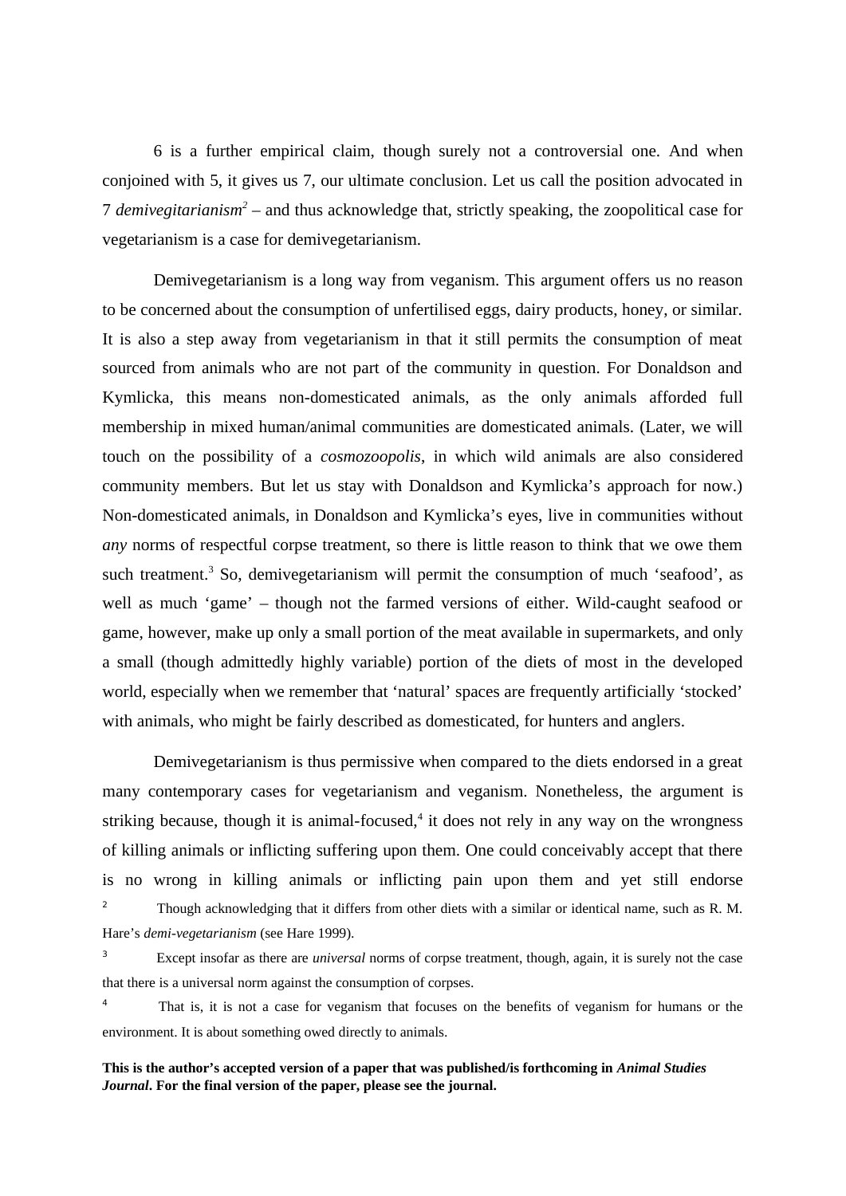6 is a further empirical claim, though surely not a controversial one. And when conjoined with 5, it gives us 7, our ultimate conclusion. Let us call the position advocated in 7 *demivegitarianism*[2] – and thus acknowledge that, strictly speaking, the zoopolitical case for vegetarianism is a case for demivegetarianism.

Demivegetarianism is a long way from veganism. This argument offers us no reason to be concerned about the consumption of unfertilised eggs, dairy products, honey, or similar. It is also a step away from vegetarianism in that it still permits the consumption of meat sourced from animals who are not part of the community in question. For Donaldson and Kymlicka, this means non-domesticated animals, as the only animals afforded full membership in mixed human/animal communities are domesticated animals. (Later, we will touch on the possibility of a *cosmozoopolis*, in which wild animals are also considered community members. But let us stay with Donaldson and Kymlicka's approach for now.) Non-domesticated animals, in Donaldson and Kymlicka's eyes, live in communities without *any* norms of respectful corpse treatment, so there is little reason to think that we owe them such treatment.[3] So, demivegetarianism will permit the consumption of much 'seafood', as well as much 'game' – though not the farmed versions of either. Wild-caught seafood or game, however, make up only a small portion of the meat available in supermarkets, and only a small (though admittedly highly variable) portion of the diets of most in the developed world, especially when we remember that 'natural' spaces are frequently artificially 'stocked' with animals, who might be fairly described as domesticated, for hunters and anglers.

Demivegetarianism is thus permissive when compared to the diets endorsed in a great many contemporary cases for vegetarianism and veganism. Nonetheless, the argument is striking because, though it is animal-focused,[4] it does not rely in any way on the wrongness of killing animals or inflicting suffering upon them. One could conceivably accept that there is no wrong in killing animals or inflicting pain upon them and yet still endorse

[2] Though acknowledging that it differs from other diets with a similar or identical name, such as R. M. Hare's *demi-vegetarianism* (see Hare 1999).

[3] Except insofar as there are *universal* norms of corpse treatment, though, again, it is surely not the case that there is a universal norm against the consumption of corpses.

[4] That is, it is not a case for veganism that focuses on the benefits of veganism for humans or the environment. It is about something owed directly to animals.

**This is the author's accepted version of a paper that was published/is forthcoming in *Animal Studies Journal*. For the final version of the paper, please see the journal.**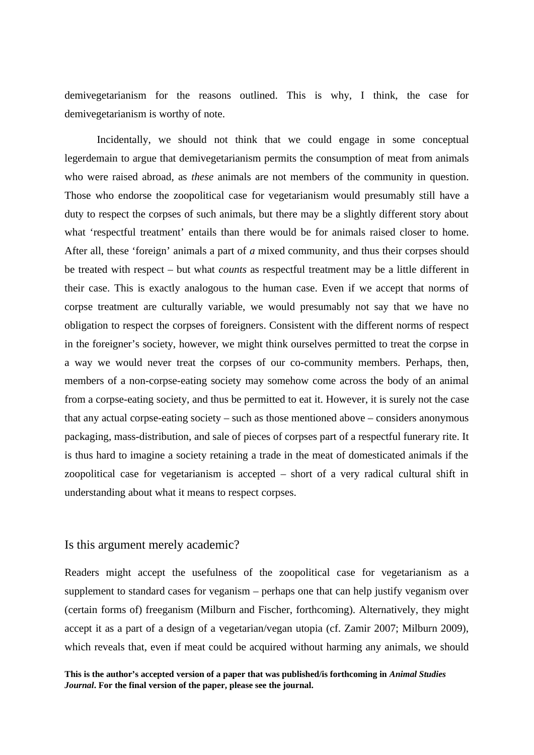demivegetarianism for the reasons outlined. This is why, I think, the case for demivegetarianism is worthy of note.

Incidentally, we should not think that we could engage in some conceptual legerdemain to argue that demivegetarianism permits the consumption of meat from animals who were raised abroad, as *these* animals are not members of the community in question. Those who endorse the zoopolitical case for vegetarianism would presumably still have a duty to respect the corpses of such animals, but there may be a slightly different story about what 'respectful treatment' entails than there would be for animals raised closer to home. After all, these 'foreign' animals a part of *a* mixed community, and thus their corpses should be treated with respect – but what *counts* as respectful treatment may be a little different in their case. This is exactly analogous to the human case. Even if we accept that norms of corpse treatment are culturally variable, we would presumably not say that we have no obligation to respect the corpses of foreigners. Consistent with the different norms of respect in the foreigner's society, however, we might think ourselves permitted to treat the corpse in a way we would never treat the corpses of our co-community members. Perhaps, then, members of a non-corpse-eating society may somehow come across the body of an animal from a corpse-eating society, and thus be permitted to eat it. However, it is surely not the case that any actual corpse-eating society – such as those mentioned above – considers anonymous packaging, mass-distribution, and sale of pieces of corpses part of a respectful funerary rite. It is thus hard to imagine a society retaining a trade in the meat of domesticated animals if the zoopolitical case for vegetarianism is accepted – short of a very radical cultural shift in understanding about what it means to respect corpses.

## Is this argument merely academic?

Readers might accept the usefulness of the zoopolitical case for vegetarianism as a supplement to standard cases for veganism – perhaps one that can help justify veganism over (certain forms of) freeganism (Milburn and Fischer, forthcoming). Alternatively, they might accept it as a part of a design of a vegetarian/vegan utopia (cf. Zamir 2007; Milburn 2009), which reveals that, even if meat could be acquired without harming any animals, we should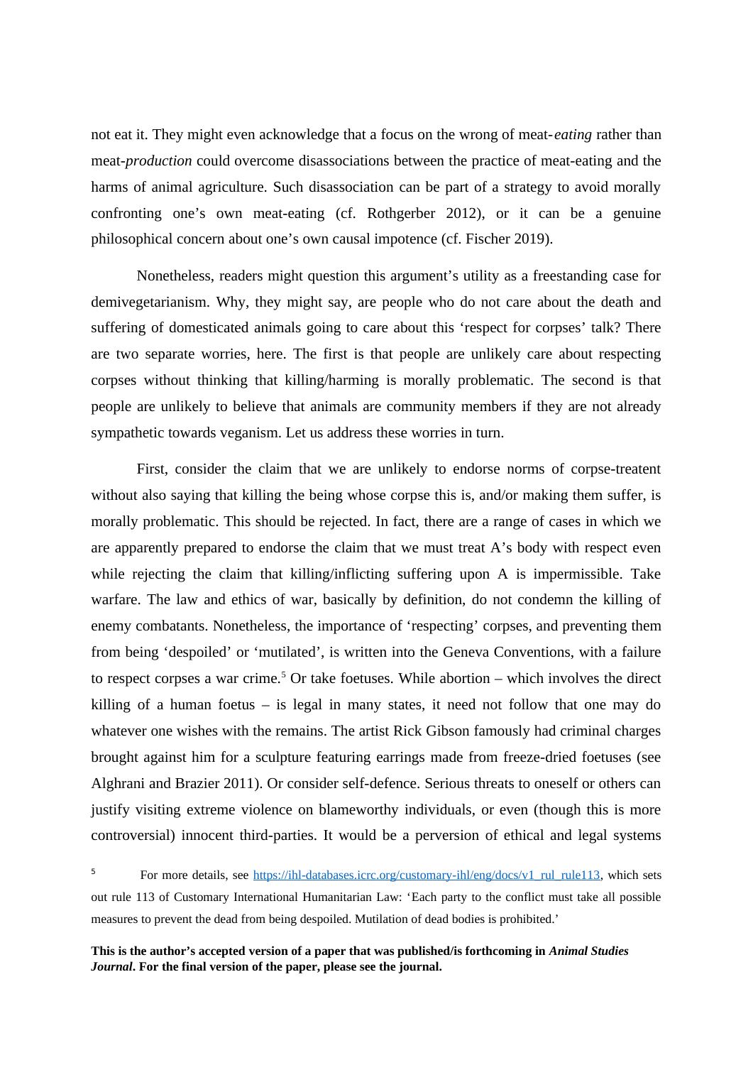not eat it. They might even acknowledge that a focus on the wrong of meat-*eating* rather than meat-*production* could overcome disassociations between the practice of meat-eating and the harms of animal agriculture. Such disassociation can be part of a strategy to avoid morally confronting one's own meat-eating (cf. Rothgerber 2012), or it can be a genuine philosophical concern about one's own causal impotence (cf. Fischer 2019).

Nonetheless, readers might question this argument's utility as a freestanding case for demivegetarianism. Why, they might say, are people who do not care about the death and suffering of domesticated animals going to care about this 'respect for corpses' talk? There are two separate worries, here. The first is that people are unlikely care about respecting corpses without thinking that killing/harming is morally problematic. The second is that people are unlikely to believe that animals are community members if they are not already sympathetic towards veganism. Let us address these worries in turn.

First, consider the claim that we are unlikely to endorse norms of corpse-treatent without also saying that killing the being whose corpse this is, and/or making them suffer, is morally problematic. This should be rejected. In fact, there are a range of cases in which we are apparently prepared to endorse the claim that we must treat A's body with respect even while rejecting the claim that killing/inflicting suffering upon A is impermissible. Take warfare. The law and ethics of war, basically by definition, do not condemn the killing of enemy combatants. Nonetheless, the importance of 'respecting' corpses, and preventing them from being 'despoiled' or 'mutilated', is written into the Geneva Conventions, with a failure to respect corpses a war crime.[5] Or take foetuses. While abortion – which involves the direct killing of a human foetus – is legal in many states, it need not follow that one may do whatever one wishes with the remains. The artist Rick Gibson famously had criminal charges brought against him for a sculpture featuring earrings made from freeze-dried foetuses (see Alghrani and Brazier 2011). Or consider self-defence. Serious threats to oneself or others can justify visiting extreme violence on blameworthy individuals, or even (though this is more controversial) innocent third-parties. It would be a perversion of ethical and legal systems

[5] For more details, see https://ihl-databases.icrc.org/customary-ihl/eng/docs/v1_rul_rule113, which sets out rule 113 of Customary International Humanitarian Law: 'Each party to the conflict must take all possible measures to prevent the dead from being despoiled. Mutilation of dead bodies is prohibited.'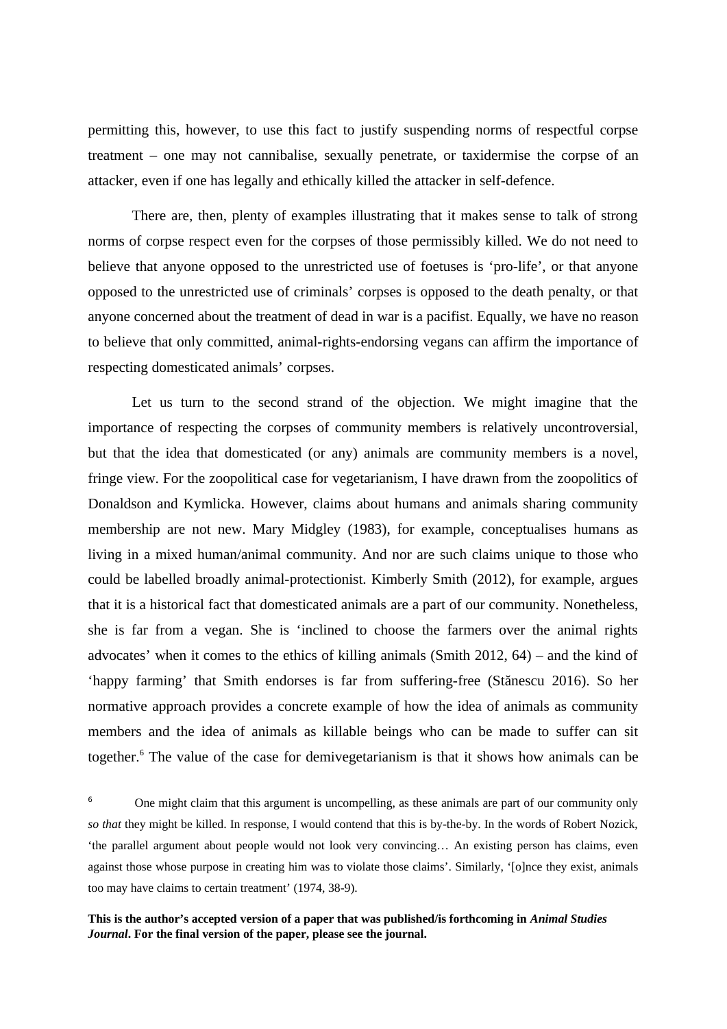permitting this, however, to use this fact to justify suspending norms of respectful corpse treatment – one may not cannibalise, sexually penetrate, or taxidermise the corpse of an attacker, even if one has legally and ethically killed the attacker in self-defence.

There are, then, plenty of examples illustrating that it makes sense to talk of strong norms of corpse respect even for the corpses of those permissibly killed. We do not need to believe that anyone opposed to the unrestricted use of foetuses is 'pro-life', or that anyone opposed to the unrestricted use of criminals' corpses is opposed to the death penalty, or that anyone concerned about the treatment of dead in war is a pacifist. Equally, we have no reason to believe that only committed, animal-rights-endorsing vegans can affirm the importance of respecting domesticated animals' corpses.

Let us turn to the second strand of the objection. We might imagine that the importance of respecting the corpses of community members is relatively uncontroversial, but that the idea that domesticated (or any) animals are community members is a novel, fringe view. For the zoopolitical case for vegetarianism, I have drawn from the zoopolitics of Donaldson and Kymlicka. However, claims about humans and animals sharing community membership are not new. Mary Midgley (1983), for example, conceptualises humans as living in a mixed human/animal community. And nor are such claims unique to those who could be labelled broadly animal-protectionist. Kimberly Smith (2012), for example, argues that it is a historical fact that domesticated animals are a part of our community. Nonetheless, she is far from a vegan. She is 'inclined to choose the farmers over the animal rights advocates' when it comes to the ethics of killing animals (Smith 2012, 64) – and the kind of 'happy farming' that Smith endorses is far from suffering-free (Stănescu 2016). So her normative approach provides a concrete example of how the idea of animals as community members and the idea of animals as killable beings who can be made to suffer can sit together.[6] The value of the case for demivegetarianism is that it shows how animals can be

[6] One might claim that this argument is uncompelling, as these animals are part of our community only *so that* they might be killed. In response, I would contend that this is by-the-by. In the words of Robert Nozick, 'the parallel argument about people would not look very convincing… An existing person has claims, even against those whose purpose in creating him was to violate those claims'. Similarly, '[o]nce they exist, animals too may have claims to certain treatment' (1974, 38-9).

**This is the author's accepted version of a paper that was published/is forthcoming in *Animal Studies Journal*. For the final version of the paper, please see the journal.**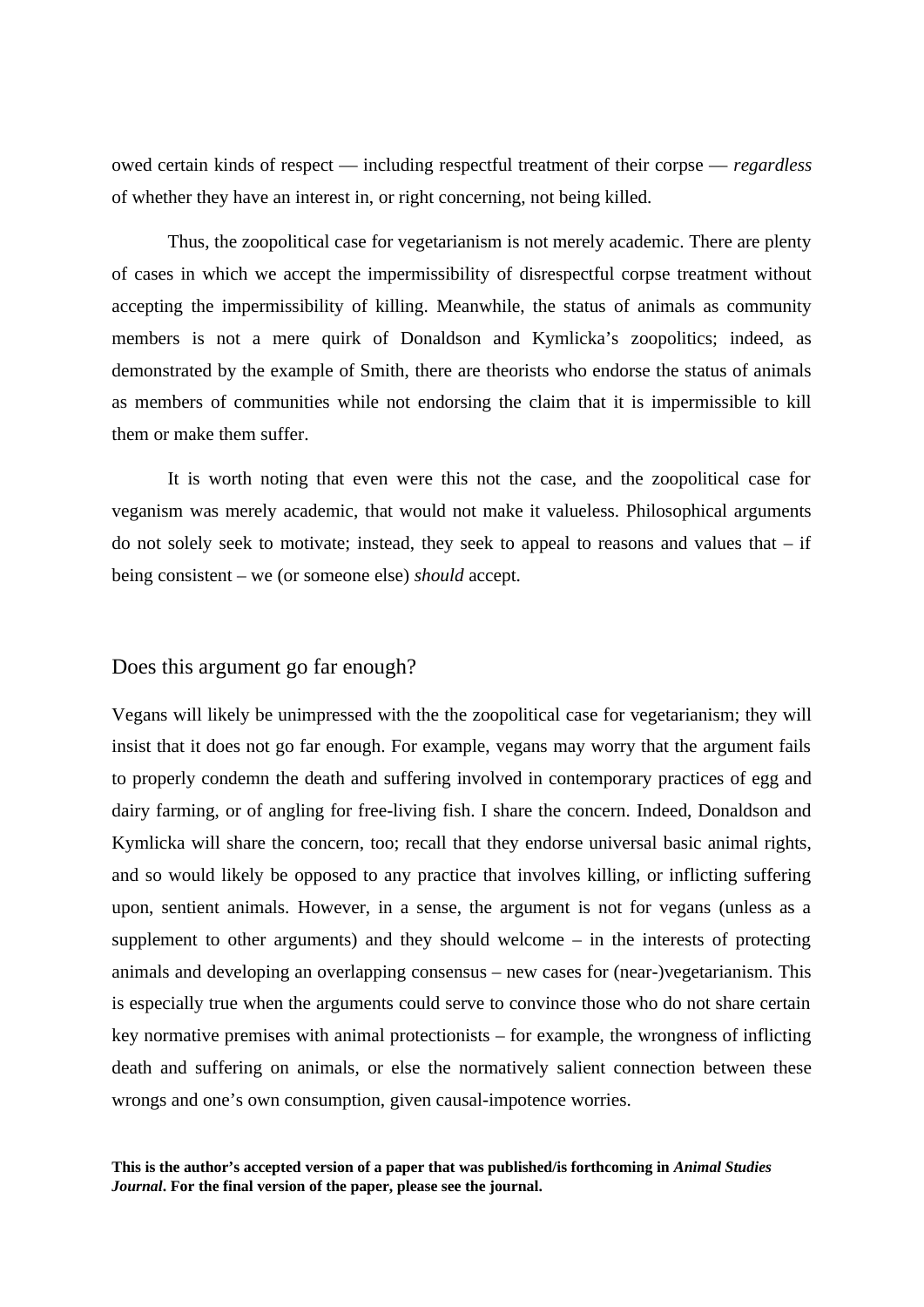owed certain kinds of respect — including respectful treatment of their corpse — *regardless* of whether they have an interest in, or right concerning, not being killed.

Thus, the zoopolitical case for vegetarianism is not merely academic. There are plenty of cases in which we accept the impermissibility of disrespectful corpse treatment without accepting the impermissibility of killing. Meanwhile, the status of animals as community members is not a mere quirk of Donaldson and Kymlicka's zoopolitics; indeed, as demonstrated by the example of Smith, there are theorists who endorse the status of animals as members of communities while not endorsing the claim that it is impermissible to kill them or make them suffer.

It is worth noting that even were this not the case, and the zoopolitical case for veganism was merely academic, that would not make it valueless. Philosophical arguments do not solely seek to motivate; instead, they seek to appeal to reasons and values that – if being consistent – we (or someone else) *should* accept.

## Does this argument go far enough?

Vegans will likely be unimpressed with the the zoopolitical case for vegetarianism; they will insist that it does not go far enough. For example, vegans may worry that the argument fails to properly condemn the death and suffering involved in contemporary practices of egg and dairy farming, or of angling for free-living fish. I share the concern. Indeed, Donaldson and Kymlicka will share the concern, too; recall that they endorse universal basic animal rights, and so would likely be opposed to any practice that involves killing, or inflicting suffering upon, sentient animals. However, in a sense, the argument is not for vegans (unless as a supplement to other arguments) and they should welcome – in the interests of protecting animals and developing an overlapping consensus – new cases for (near-)vegetarianism. This is especially true when the arguments could serve to convince those who do not share certain key normative premises with animal protectionists – for example, the wrongness of inflicting death and suffering on animals, or else the normatively salient connection between these wrongs and one's own consumption, given causal-impotence worries.

**This is the author's accepted version of a paper that was published/is forthcoming in *Animal Studies Journal*. For the final version of the paper, please see the journal.**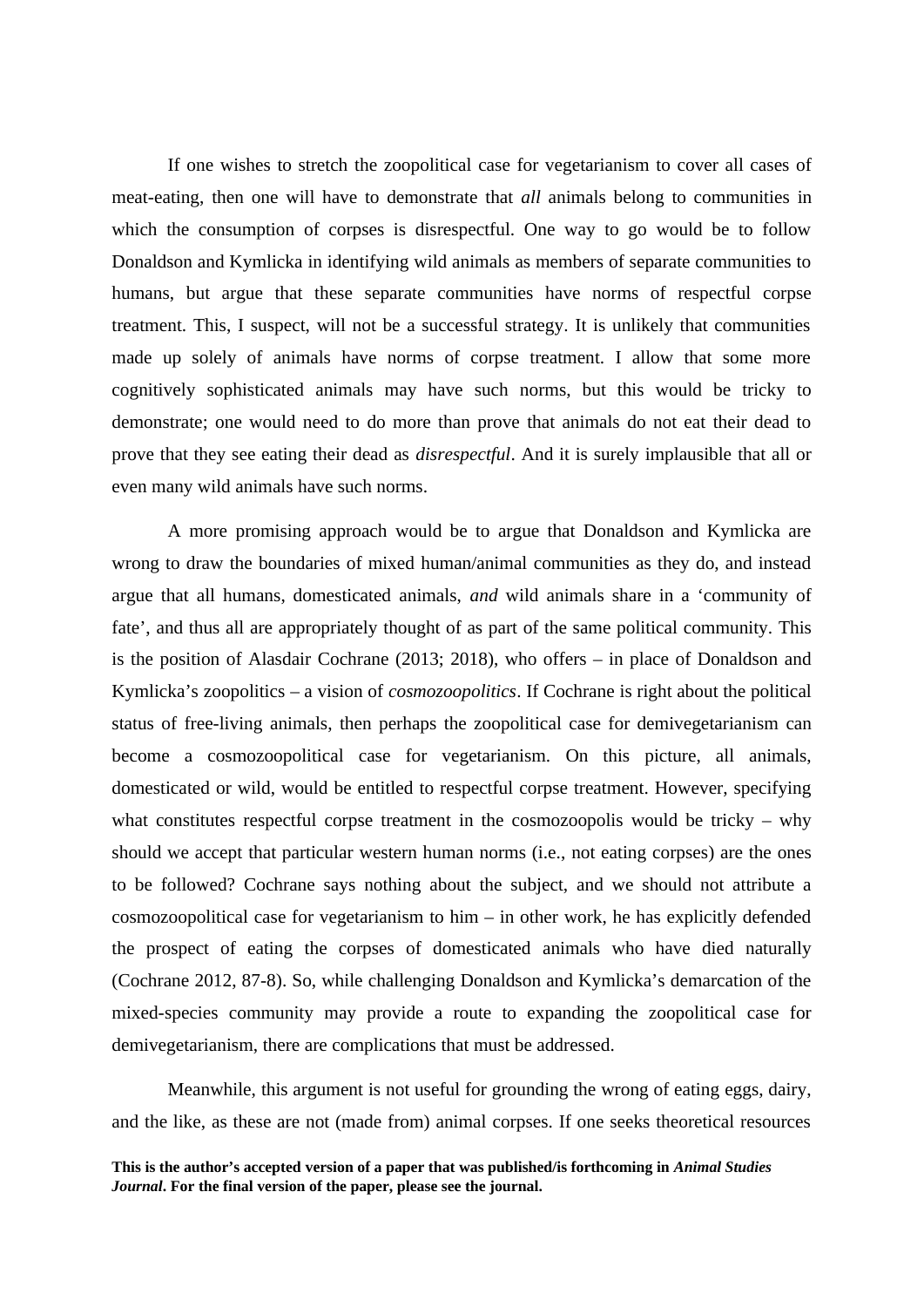If one wishes to stretch the zoopolitical case for vegetarianism to cover all cases of meat-eating, then one will have to demonstrate that *all* animals belong to communities in which the consumption of corpses is disrespectful. One way to go would be to follow Donaldson and Kymlicka in identifying wild animals as members of separate communities to humans, but argue that these separate communities have norms of respectful corpse treatment. This, I suspect, will not be a successful strategy. It is unlikely that communities made up solely of animals have norms of corpse treatment. I allow that some more cognitively sophisticated animals may have such norms, but this would be tricky to demonstrate; one would need to do more than prove that animals do not eat their dead to prove that they see eating their dead as *disrespectful*. And it is surely implausible that all or even many wild animals have such norms.

A more promising approach would be to argue that Donaldson and Kymlicka are wrong to draw the boundaries of mixed human/animal communities as they do, and instead argue that all humans, domesticated animals, *and* wild animals share in a 'community of fate', and thus all are appropriately thought of as part of the same political community. This is the position of Alasdair Cochrane (2013; 2018), who offers – in place of Donaldson and Kymlicka's zoopolitics – a vision of *cosmozoopolitics*. If Cochrane is right about the political status of free-living animals, then perhaps the zoopolitical case for demivegetarianism can become a cosmozoopolitical case for vegetarianism. On this picture, all animals, domesticated or wild, would be entitled to respectful corpse treatment. However, specifying what constitutes respectful corpse treatment in the cosmozoopolis would be tricky – why should we accept that particular western human norms (i.e., not eating corpses) are the ones to be followed? Cochrane says nothing about the subject, and we should not attribute a cosmozoopolitical case for vegetarianism to him – in other work, he has explicitly defended the prospect of eating the corpses of domesticated animals who have died naturally (Cochrane 2012, 87-8). So, while challenging Donaldson and Kymlicka's demarcation of the mixed-species community may provide a route to expanding the zoopolitical case for demivegetarianism, there are complications that must be addressed.

Meanwhile, this argument is not useful for grounding the wrong of eating eggs, dairy, and the like, as these are not (made from) animal corpses. If one seeks theoretical resources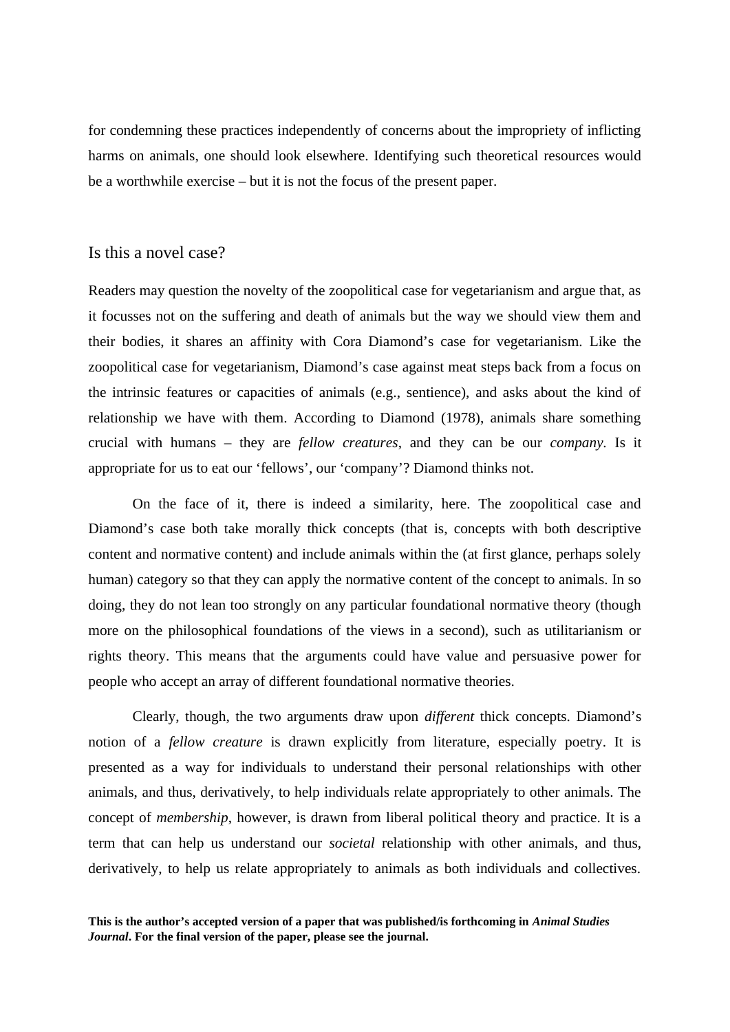for condemning these practices independently of concerns about the impropriety of inflicting harms on animals, one should look elsewhere. Identifying such theoretical resources would be a worthwhile exercise – but it is not the focus of the present paper.

## Is this a novel case?

Readers may question the novelty of the zoopolitical case for vegetarianism and argue that, as it focusses not on the suffering and death of animals but the way we should view them and their bodies, it shares an affinity with Cora Diamond's case for vegetarianism. Like the zoopolitical case for vegetarianism, Diamond's case against meat steps back from a focus on the intrinsic features or capacities of animals (e.g., sentience), and asks about the kind of relationship we have with them. According to Diamond (1978), animals share something crucial with humans – they are *fellow creatures*, and they can be our *company*. Is it appropriate for us to eat our 'fellows', our 'company'? Diamond thinks not.

On the face of it, there is indeed a similarity, here. The zoopolitical case and Diamond's case both take morally thick concepts (that is, concepts with both descriptive content and normative content) and include animals within the (at first glance, perhaps solely human) category so that they can apply the normative content of the concept to animals. In so doing, they do not lean too strongly on any particular foundational normative theory (though more on the philosophical foundations of the views in a second), such as utilitarianism or rights theory. This means that the arguments could have value and persuasive power for people who accept an array of different foundational normative theories.

Clearly, though, the two arguments draw upon *different* thick concepts. Diamond's notion of a *fellow creature* is drawn explicitly from literature, especially poetry. It is presented as a way for individuals to understand their personal relationships with other animals, and thus, derivatively, to help individuals relate appropriately to other animals. The concept of *membership*, however, is drawn from liberal political theory and practice. It is a term that can help us understand our *societal* relationship with other animals, and thus, derivatively, to help us relate appropriately to animals as both individuals and collectives.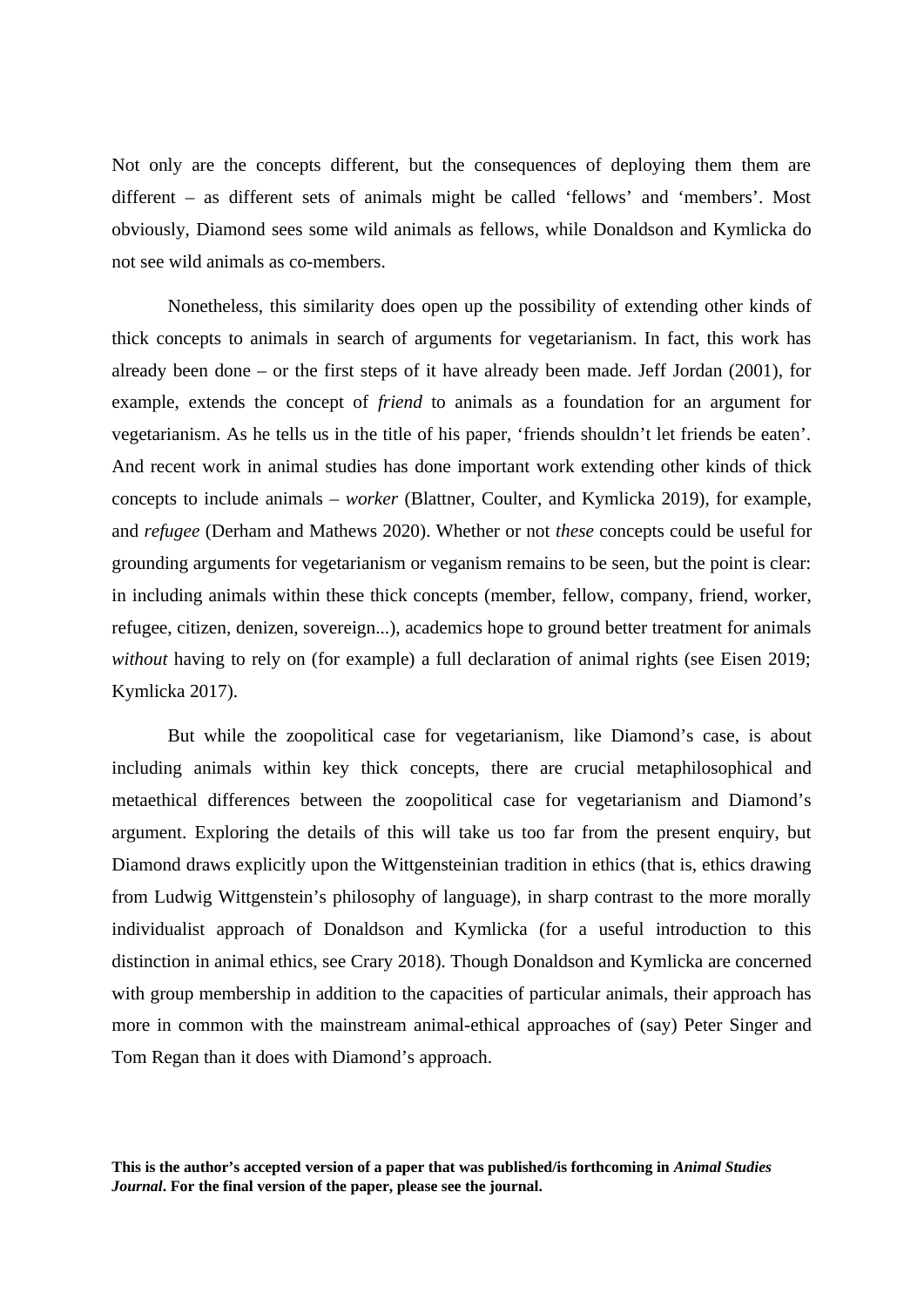Not only are the concepts different, but the consequences of deploying them them are different – as different sets of animals might be called 'fellows' and 'members'. Most obviously, Diamond sees some wild animals as fellows, while Donaldson and Kymlicka do not see wild animals as co-members.

Nonetheless, this similarity does open up the possibility of extending other kinds of thick concepts to animals in search of arguments for vegetarianism. In fact, this work has already been done – or the first steps of it have already been made. Jeff Jordan (2001), for example, extends the concept of *friend* to animals as a foundation for an argument for vegetarianism. As he tells us in the title of his paper, 'friends shouldn't let friends be eaten'. And recent work in animal studies has done important work extending other kinds of thick concepts to include animals – *worker* (Blattner, Coulter, and Kymlicka 2019), for example, and *refugee* (Derham and Mathews 2020). Whether or not *these* concepts could be useful for grounding arguments for vegetarianism or veganism remains to be seen, but the point is clear: in including animals within these thick concepts (member, fellow, company, friend, worker, refugee, citizen, denizen, sovereign...), academics hope to ground better treatment for animals *without* having to rely on (for example) a full declaration of animal rights (see Eisen 2019; Kymlicka 2017).

But while the zoopolitical case for vegetarianism, like Diamond's case, is about including animals within key thick concepts, there are crucial metaphilosophical and metaethical differences between the zoopolitical case for vegetarianism and Diamond's argument. Exploring the details of this will take us too far from the present enquiry, but Diamond draws explicitly upon the Wittgensteinian tradition in ethics (that is, ethics drawing from Ludwig Wittgenstein's philosophy of language), in sharp contrast to the more morally individualist approach of Donaldson and Kymlicka (for a useful introduction to this distinction in animal ethics, see Crary 2018). Though Donaldson and Kymlicka are concerned with group membership in addition to the capacities of particular animals, their approach has more in common with the mainstream animal-ethical approaches of (say) Peter Singer and Tom Regan than it does with Diamond's approach.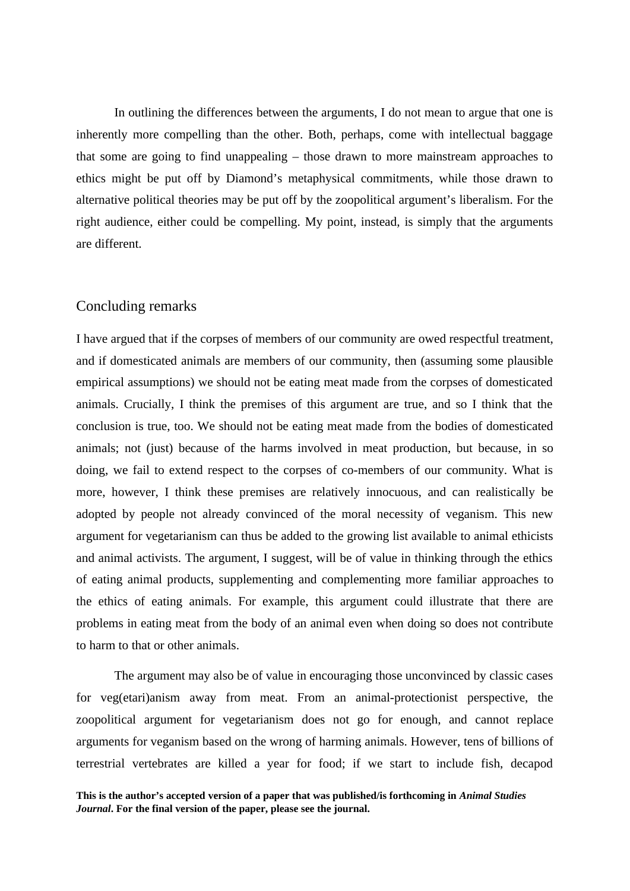In outlining the differences between the arguments, I do not mean to argue that one is inherently more compelling than the other. Both, perhaps, come with intellectual baggage that some are going to find unappealing – those drawn to more mainstream approaches to ethics might be put off by Diamond's metaphysical commitments, while those drawn to alternative political theories may be put off by the zoopolitical argument's liberalism. For the right audience, either could be compelling. My point, instead, is simply that the arguments are different.

## Concluding remarks

I have argued that if the corpses of members of our community are owed respectful treatment, and if domesticated animals are members of our community, then (assuming some plausible empirical assumptions) we should not be eating meat made from the corpses of domesticated animals. Crucially, I think the premises of this argument are true, and so I think that the conclusion is true, too. We should not be eating meat made from the bodies of domesticated animals; not (just) because of the harms involved in meat production, but because, in so doing, we fail to extend respect to the corpses of co-members of our community. What is more, however, I think these premises are relatively innocuous, and can realistically be adopted by people not already convinced of the moral necessity of veganism. This new argument for vegetarianism can thus be added to the growing list available to animal ethicists and animal activists. The argument, I suggest, will be of value in thinking through the ethics of eating animal products, supplementing and complementing more familiar approaches to the ethics of eating animals. For example, this argument could illustrate that there are problems in eating meat from the body of an animal even when doing so does not contribute to harm to that or other animals.

The argument may also be of value in encouraging those unconvinced by classic cases for veg(etari)anism away from meat. From an animal-protectionist perspective, the zoopolitical argument for vegetarianism does not go for enough, and cannot replace arguments for veganism based on the wrong of harming animals. However, tens of billions of terrestrial vertebrates are killed a year for food; if we start to include fish, decapod

**This is the author's accepted version of a paper that was published/is forthcoming in *Animal Studies Journal*. For the final version of the paper, please see the journal.**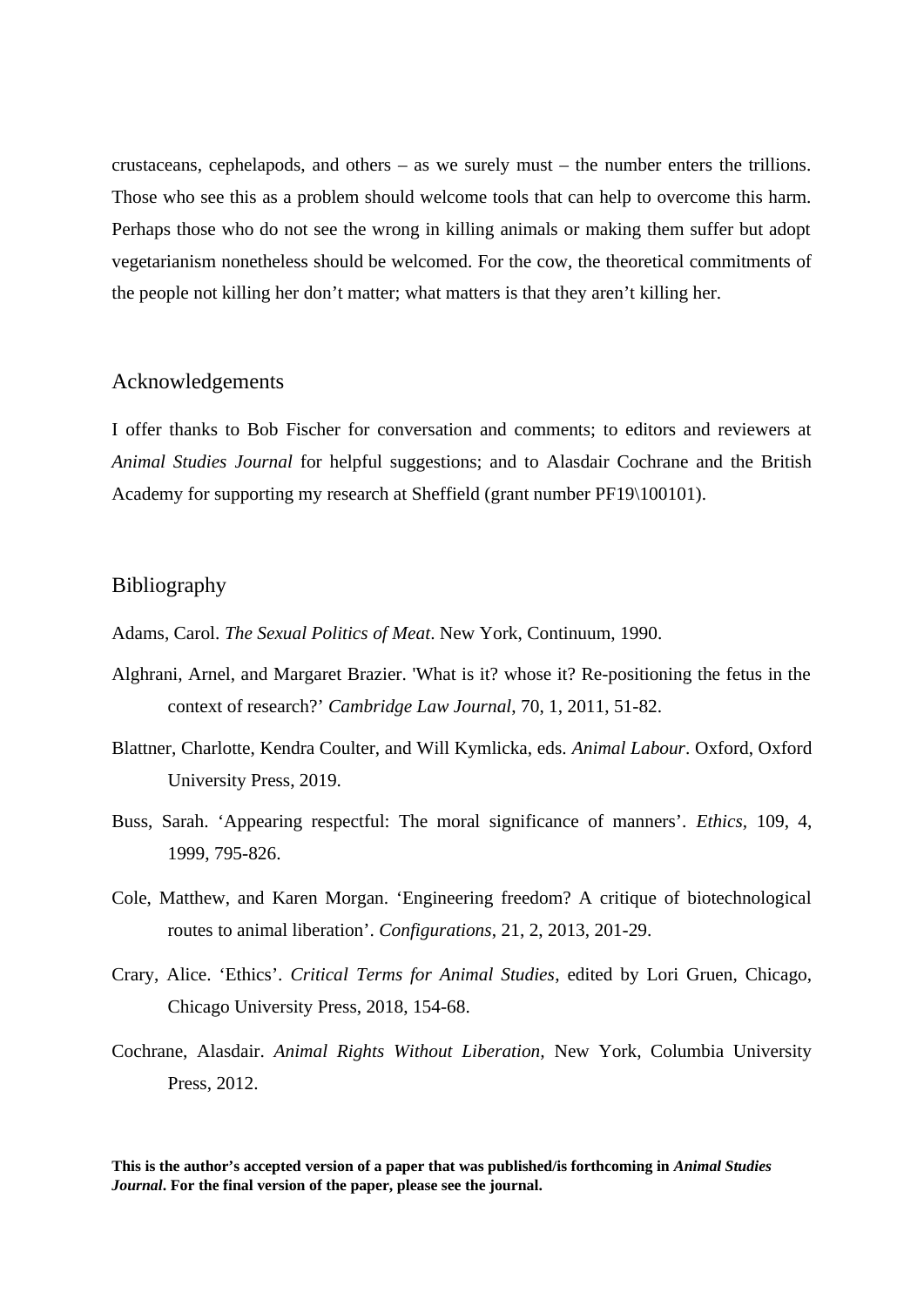crustaceans, cephelapods, and others – as we surely must – the number enters the trillions. Those who see this as a problem should welcome tools that can help to overcome this harm. Perhaps those who do not see the wrong in killing animals or making them suffer but adopt vegetarianism nonetheless should be welcomed. For the cow, the theoretical commitments of the people not killing her don't matter; what matters is that they aren't killing her.

## Acknowledgements

I offer thanks to Bob Fischer for conversation and comments; to editors and reviewers at *Animal Studies Journal* for helpful suggestions; and to Alasdair Cochrane and the British Academy for supporting my research at Sheffield (grant number PF19\100101).

## Bibliography

Adams, Carol. *The Sexual Politics of Meat*. New York, Continuum, 1990.

Alghrani, Arnel, and Margaret Brazier. 'What is it? whose it? Re-positioning the fetus in the context of research?' *Cambridge Law Journal*, 70, 1, 2011, 51-82.

Blattner, Charlotte, Kendra Coulter, and Will Kymlicka, eds. *Animal Labour*. Oxford, Oxford University Press, 2019.

Buss, Sarah. 'Appearing respectful: The moral significance of manners'. *Ethics*, 109, 4, 1999, 795-826.

Cole, Matthew, and Karen Morgan. 'Engineering freedom? A critique of biotechnological routes to animal liberation'. *Configurations*, 21, 2, 2013, 201-29.

Crary, Alice. 'Ethics'. *Critical Terms for Animal Studies*, edited by Lori Gruen, Chicago, Chicago University Press, 2018, 154-68.

Cochrane, Alasdair. *Animal Rights Without Liberation,* New York, Columbia University Press, 2012.

**This is the author's accepted version of a paper that was published/is forthcoming in *Animal Studies Journal*. For the final version of the paper, please see the journal.**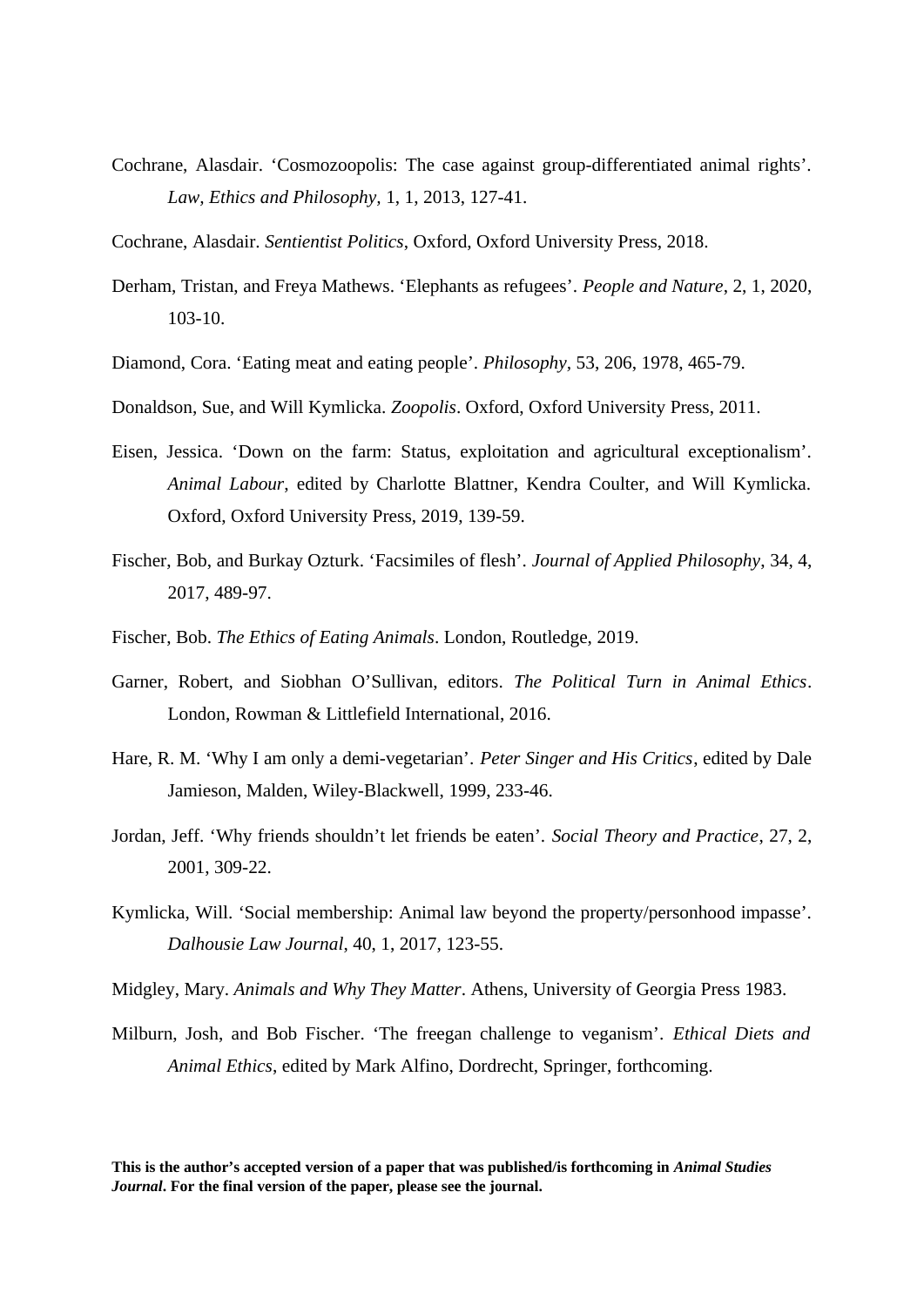Cochrane, Alasdair. ‘Cosmozoopolis: The case against group-differentiated animal rights’. *Law, Ethics and Philosophy*, 1, 1, 2013, 127-41.

Cochrane, Alasdair. *Sentientist Politics*, Oxford, Oxford University Press, 2018.

Derham, Tristan, and Freya Mathews. ‘Elephants as refugees’. *People and Nature*, 2, 1, 2020, 103-10.

Diamond, Cora. ‘Eating meat and eating people’. *Philosophy*, 53, 206, 1978, 465-79.

Donaldson, Sue, and Will Kymlicka. *Zoopolis*. Oxford, Oxford University Press, 2011.

Eisen, Jessica. ‘Down on the farm: Status, exploitation and agricultural exceptionalism’. *Animal Labour*, edited by Charlotte Blattner, Kendra Coulter, and Will Kymlicka. Oxford, Oxford University Press, 2019, 139-59.

Fischer, Bob, and Burkay Ozturk. ‘Facsimiles of flesh’. *Journal of Applied Philosophy*, 34, 4, 2017, 489-97.

Fischer, Bob. *The Ethics of Eating Animals*. London, Routledge, 2019.

Garner, Robert, and Siobhan O’Sullivan, editors. *The Political Turn in Animal Ethics*. London, Rowman & Littlefield International, 2016.

Hare, R. M. ‘Why I am only a demi-vegetarian’. *Peter Singer and His Critics*, edited by Dale Jamieson, Malden, Wiley-Blackwell, 1999, 233-46.

Jordan, Jeff. ‘Why friends shouldn’t let friends be eaten’. *Social Theory and Practice*, 27, 2, 2001, 309-22.

Kymlicka, Will. ‘Social membership: Animal law beyond the property/personhood impasse’. *Dalhousie Law Journal*, 40, 1, 2017, 123-55.

Midgley, Mary. *Animals and Why They Matter*. Athens, University of Georgia Press 1983.

Milburn, Josh, and Bob Fischer. ‘The freegan challenge to veganism’. *Ethical Diets and Animal Ethics*, edited by Mark Alfino, Dordrecht, Springer, forthcoming.

**This is the author’s accepted version of a paper that was published/is forthcoming in *Animal Studies Journal*. For the final version of the paper, please see the journal.**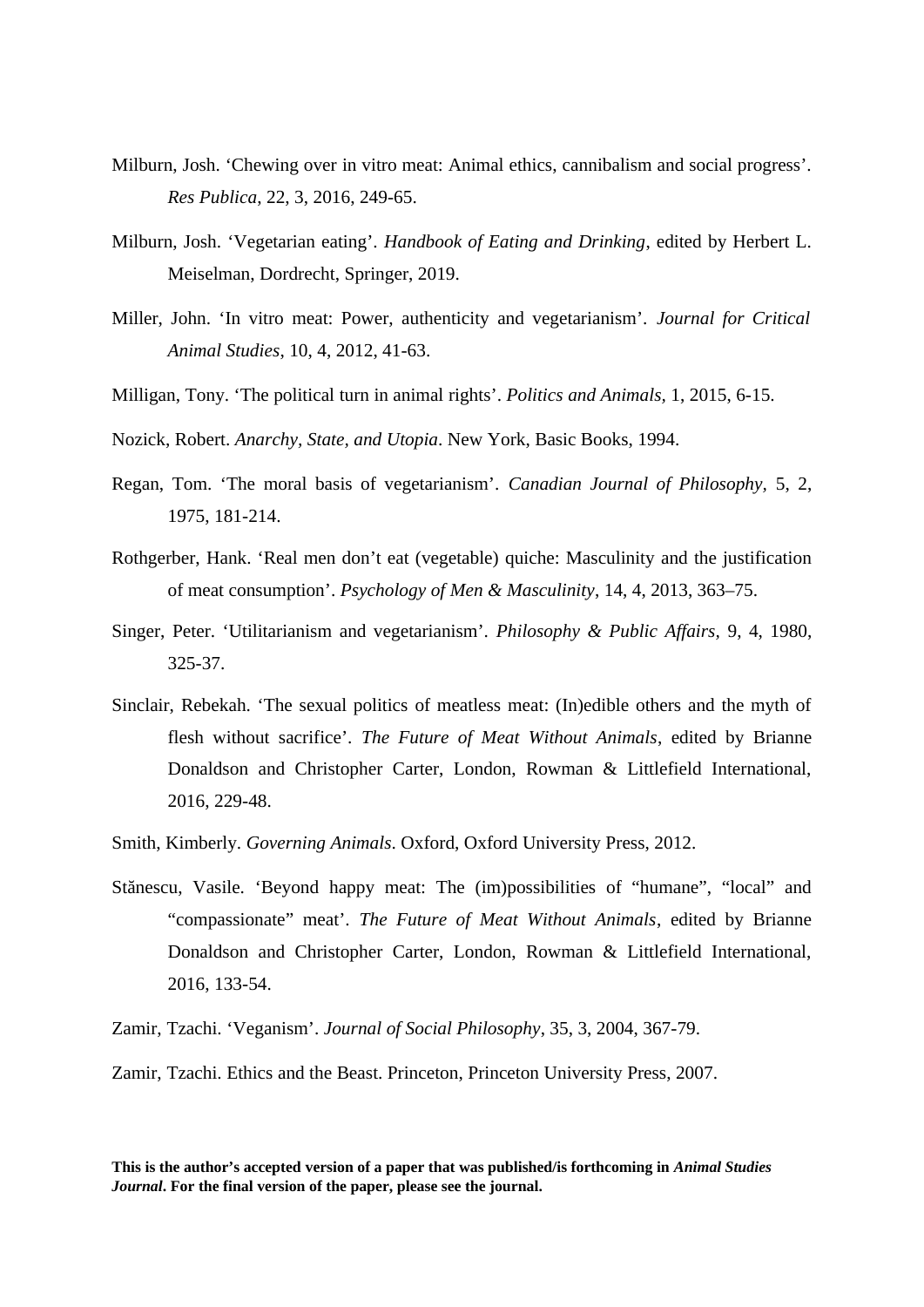Milburn, Josh. ‘Chewing over in vitro meat: Animal ethics, cannibalism and social progress’. *Res Publica*, 22, 3, 2016, 249-65.

Milburn, Josh. ‘Vegetarian eating’. *Handbook of Eating and Drinking*, edited by Herbert L. Meiselman, Dordrecht, Springer, 2019.

Miller, John. ‘In vitro meat: Power, authenticity and vegetarianism’. *Journal for Critical Animal Studies*, 10, 4, 2012, 41-63.

Milligan, Tony. ‘The political turn in animal rights’. *Politics and Animals*, 1, 2015, 6-15.

Nozick, Robert. *Anarchy, State, and Utopia*. New York, Basic Books, 1994.

Regan, Tom. ‘The moral basis of vegetarianism’. *Canadian Journal of Philosophy*, 5, 2, 1975, 181-214.

Rothgerber, Hank. ‘Real men don’t eat (vegetable) quiche: Masculinity and the justification of meat consumption’. *Psychology of Men & Masculinity*, 14, 4, 2013, 363–75.

Singer, Peter. ‘Utilitarianism and vegetarianism’. *Philosophy & Public Affairs*, 9, 4, 1980, 325-37.

Sinclair, Rebekah. ‘The sexual politics of meatless meat: (In)edible others and the myth of flesh without sacrifice’. *The Future of Meat Without Animals*, edited by Brianne Donaldson and Christopher Carter, London, Rowman & Littlefield International, 2016, 229-48.

Smith, Kimberly. *Governing Animals*. Oxford, Oxford University Press, 2012.

Stănescu, Vasile. ‘Beyond happy meat: The (im)possibilities of “humane”, “local” and “compassionate” meat’. *The Future of Meat Without Animals*, edited by Brianne Donaldson and Christopher Carter, London, Rowman & Littlefield International, 2016, 133-54.

Zamir, Tzachi. ‘Veganism’. *Journal of Social Philosophy*, 35, 3, 2004, 367-79.

Zamir, Tzachi. Ethics and the Beast. Princeton, Princeton University Press, 2007.

**This is the author’s accepted version of a paper that was published/is forthcoming in *Animal Studies Journal*. For the final version of the paper, please see the journal.**